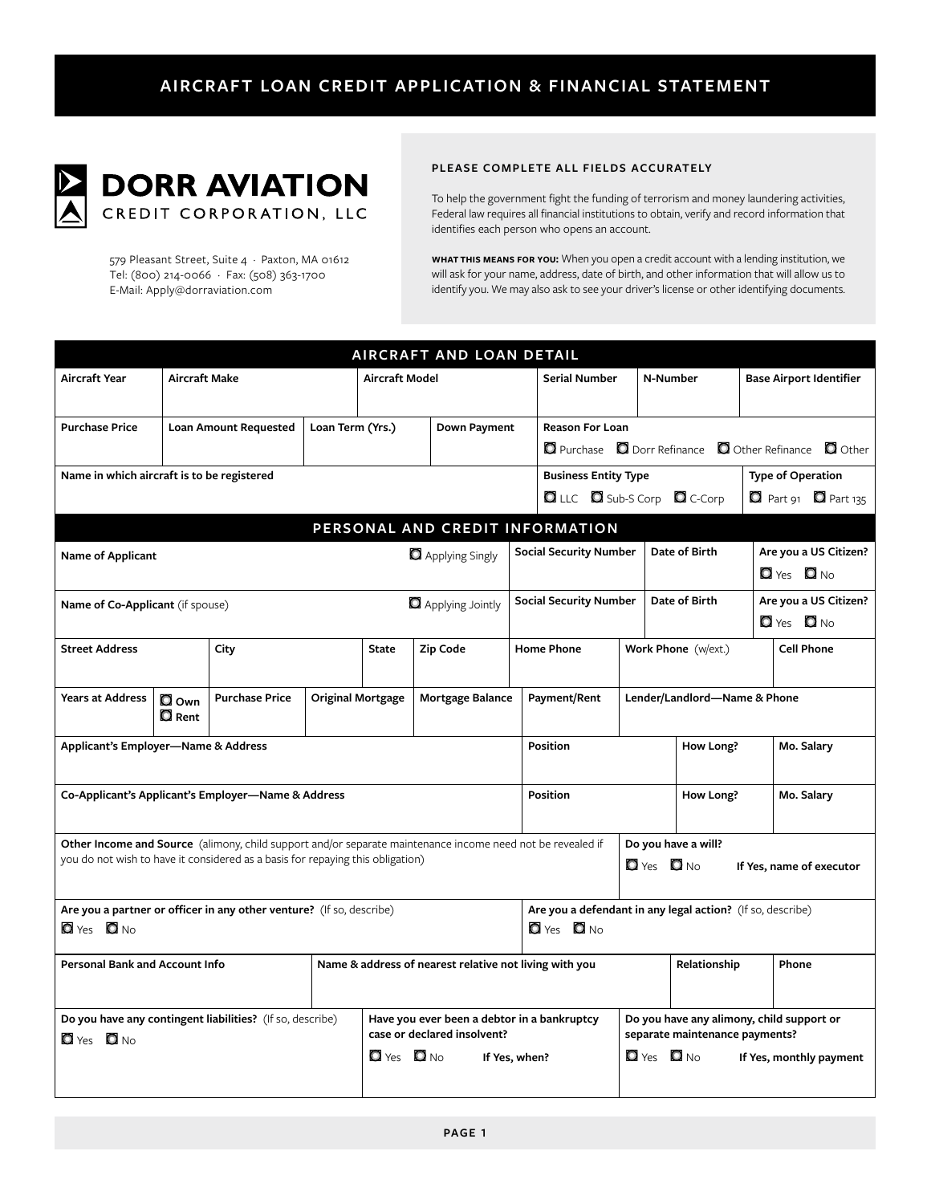# AIRCRAFT LOAN CREDIT APPLICATION & FINANCIAL STATEMENT

**DORR AVIATION**
CREDIT CORPORATION, LLC

579 Pleasant Street, Suite 4 · Paxton, MA 01612
Tel: (800) 214-0066 · Fax: (508) 363-1700
E-Mail: Apply@dorraviation.com

**PLEASE COMPLETE ALL FIELDS ACCURATELY**

To help the government fight the funding of terrorism and money laundering activities, Federal law requires all financial institutions to obtain, verify and record information that identifies each person who opens an account.

**WHAT THIS MEANS FOR YOU:** When you open a credit account with a lending institution, we will ask for your name, address, date of birth, and other information that will allow us to identify you. We may also ask to see your driver's license or other identifying documents.

## AIRCRAFT AND LOAN DETAIL

| Aircraft Year | Aircraft Make | Aircraft Model | Serial Number | N-Number | Base Airport Identifier |
|---|---|---|---|---|---|
| | | | | | |

| Purchase Price | Loan Amount Requested | Loan Term (Yrs.) | Down Payment | Reason For Loan |
|---|---|---|---|---|
| | | | | ☐ Purchase ☐ Dorr Refinance ☐ Other Refinance ☐ Other |

| Name in which aircraft is to be registered | Business Entity Type | Type of Operation |
|---|---|---|
| | ☐ LLC ☐ Sub-S Corp ☐ C-Corp | ☐ Part 91 ☐ Part 135 |

## PERSONAL AND CREDIT INFORMATION

| Name of Applicant ☐ Applying Singly | Social Security Number | Date of Birth | Are you a US Citizen? ☐ Yes ☐ No |
|---|---|---|---|
| **Name of Co-Applicant** (if spouse) ☐ Applying Jointly | **Social Security Number** | **Date of Birth** | **Are you a US Citizen?** ☐ Yes ☐ No |

| Street Address | City | State | Zip Code | Home Phone | Work Phone (w/ext.) | Cell Phone |
|---|---|---|---|---|---|---|
| | | | | | | |

| Years at Address | ☐ Own ☐ Rent | Purchase Price | Original Mortgage | Mortgage Balance | Payment/Rent | Lender/Landlord—Name & Phone |
|---|---|---|---|---|---|---|
| | | | | | | |

| Applicant's Employer—Name & Address | Position | How Long? | Mo. Salary |
|---|---|---|---|
| **Co-Applicant's Applicant's Employer—Name & Address** | **Position** | **How Long?** | **Mo. Salary** |

| Other Income and Source (alimony, child support and/or separate maintenance income need not be revealed if you do not wish to have it considered as a basis for repaying this obligation) | Do you have a will? ☐ Yes ☐ No **If Yes, name of executor** |
|---|---|
| | |

| Are you a partner or officer in any other venture? (If so, describe) | Are you a defendant in any legal action? (If so, describe) |
|---|---|
| ☐ Yes ☐ No | ☐ Yes ☐ No |

| Personal Bank and Account Info | Name & address of nearest relative not living with you | Relationship | Phone |
|---|---|---|---|
| | | | |

| Do you have any contingent liabilities? (If so, describe) | Have you ever been a debtor in a bankruptcy case or declared insolvent? | Do you have any alimony, child support or separate maintenance payments? |
|---|---|---|
| ☐ Yes ☐ No | ☐ Yes ☐ No **If Yes, when?** | ☐ Yes ☐ No **If Yes, monthly payment** |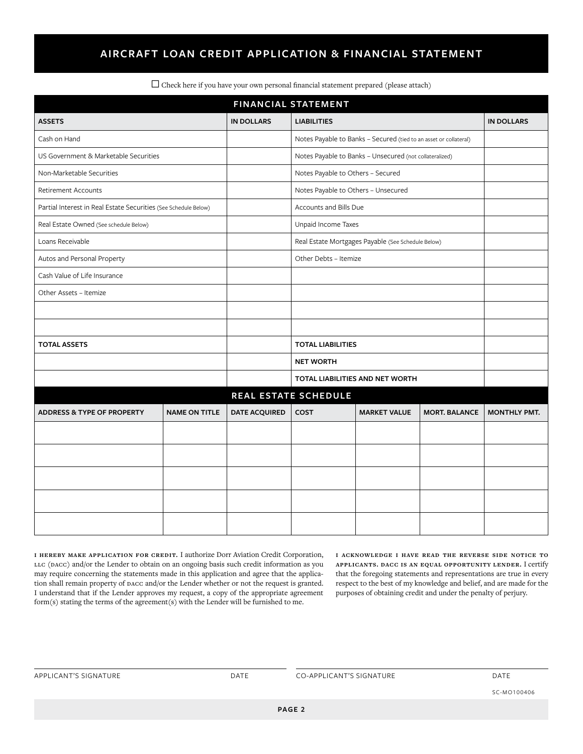# AIRCRAFT LOAN CREDIT APPLICATION & FINANCIAL STATEMENT

☐ Check here if you have your own personal financial statement prepared (please attach)

## FINANCIAL STATEMENT

| ASSETS | IN DOLLARS | LIABILITIES | IN DOLLARS |
|---|---|---|---|
| Cash on Hand | | Notes Payable to Banks – Secured (tied to an asset or collateral) | |
| US Government & Marketable Securities | | Notes Payable to Banks – Unsecured (not collateralized) | |
| Non-Marketable Securities | | Notes Payable to Others – Secured | |
| Retirement Accounts | | Notes Payable to Others – Unsecured | |
| Partial Interest in Real Estate Securities (See Schedule Below) | | Accounts and Bills Due | |
| Real Estate Owned (See schedule Below) | | Unpaid Income Taxes | |
| Loans Receivable | | Real Estate Mortgages Payable (See Schedule Below) | |
| Autos and Personal Property | | Other Debts – Itemize | |
| Cash Value of Life Insurance | | | |
| Other Assets – Itemize | | | |
| | | | |
| | | | |
| **TOTAL ASSETS** | | **TOTAL LIABILITIES** | |
| | | **NET WORTH** | |
| | | **TOTAL LIABILITIES AND NET WORTH** | |

## REAL ESTATE SCHEDULE

| ADDRESS & TYPE OF PROPERTY | NAME ON TITLE | DATE ACQUIRED | COST | MARKET VALUE | MORT. BALANCE | MONTHLY PMT. |
|---|---|---|---|---|---|---|
| | | | | | | |
| | | | | | | |
| | | | | | | |
| | | | | | | |
| | | | | | | |

**I HEREBY MAKE APPLICATION FOR CREDIT.** I authorize Dorr Aviation Credit Corporation, LLC (DACC) and/or the Lender to obtain on an ongoing basis such credit information as you may require concerning the statements made in this application and agree that the application shall remain property of DACC and/or the Lender whether or not the request is granted. I understand that if the Lender approves my request, a copy of the appropriate agreement form(s) stating the terms of the agreement(s) with the Lender will be furnished to me.

**I ACKNOWLEDGE I HAVE READ THE REVERSE SIDE NOTICE TO APPLICANTS. DACC IS AN EQUAL OPPORTUNITY LENDER.** I certify that the foregoing statements and representations are true in every respect to the best of my knowledge and belief, and are made for the purposes of obtaining credit and under the penalty of perjury.

APPLICANT'S SIGNATURE ______________________ DATE __________

CO-APPLICANT'S SIGNATURE ______________________ DATE __________

SC-MO100406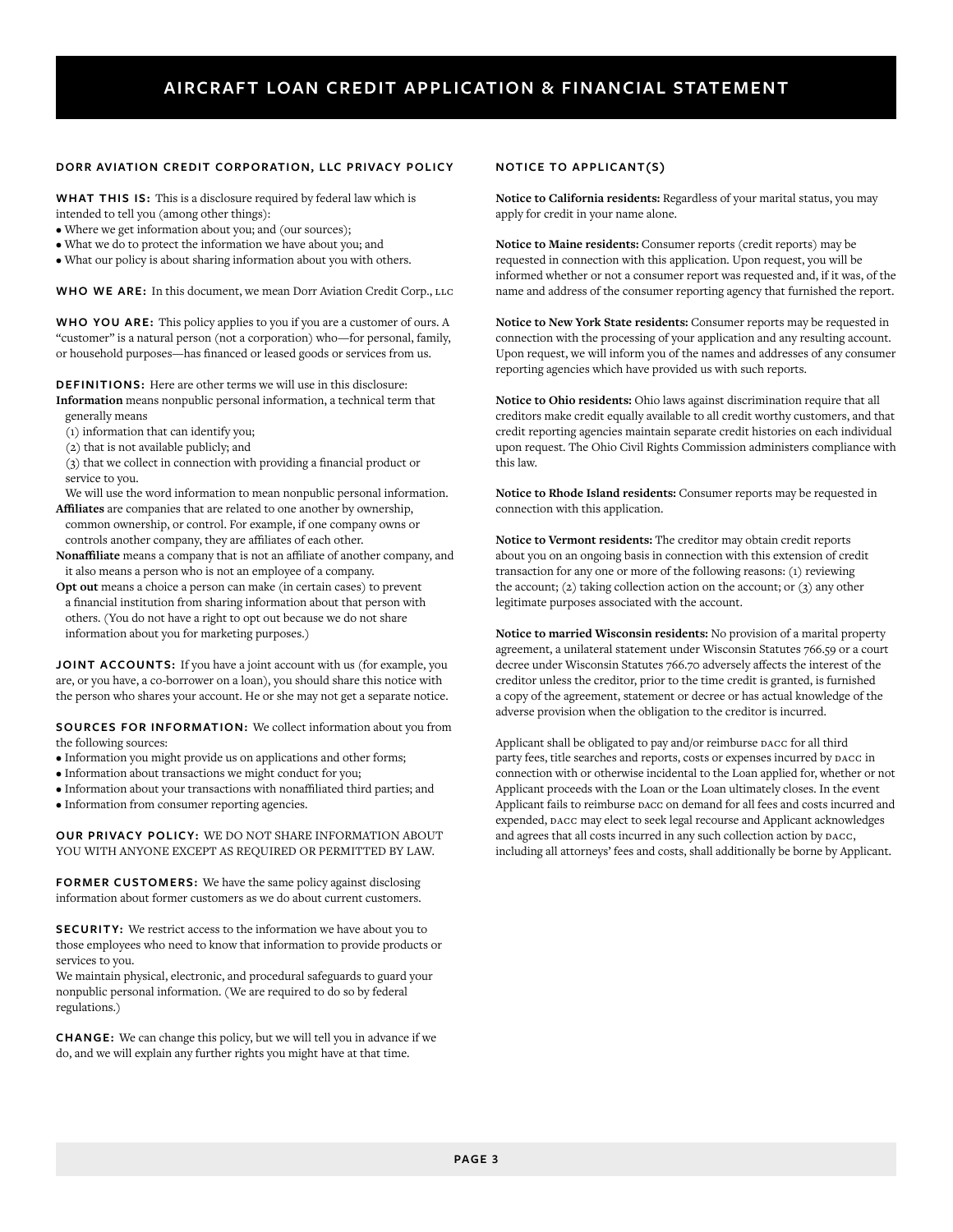# AIRCRAFT LOAN CREDIT APPLICATION & FINANCIAL STATEMENT

## DORR AVIATION CREDIT CORPORATION, LLC PRIVACY POLICY

**WHAT THIS IS:** This is a disclosure required by federal law which is intended to tell you (among other things):

- Where we get information about you; and (our sources);
- What we do to protect the information we have about you; and
- What our policy is about sharing information about you with others.

**WHO WE ARE:** In this document, we mean Dorr Aviation Credit Corp., LLC

**WHO YOU ARE:** This policy applies to you if you are a customer of ours. A "customer" is a natural person (not a corporation) who—for personal, family, or household purposes—has financed or leased goods or services from us.

**DEFINITIONS:** Here are other terms we will use in this disclosure:

**Information** means nonpublic personal information, a technical term that generally means

(1) information that can identify you;
(2) that is not available publicly; and
(3) that we collect in connection with providing a financial product or service to you.

We will use the word information to mean nonpublic personal information.

**Affiliates** are companies that are related to one another by ownership, common ownership, or control. For example, if one company owns or controls another company, they are affiliates of each other.

**Nonaffiliate** means a company that is not an affiliate of another company, and it also means a person who is not an employee of a company.

**Opt out** means a choice a person can make (in certain cases) to prevent a financial institution from sharing information about that person with others. (You do not have a right to opt out because we do not share information about you for marketing purposes.)

**JOINT ACCOUNTS:** If you have a joint account with us (for example, you are, or you have, a co-borrower on a loan), you should share this notice with the person who shares your account. He or she may not get a separate notice.

**SOURCES FOR INFORMATION:** We collect information about you from the following sources:

- Information you might provide us on applications and other forms;
- Information about transactions we might conduct for you;
- Information about your transactions with nonaffiliated third parties; and
- Information from consumer reporting agencies.

**OUR PRIVACY POLICY:** WE DO NOT SHARE INFORMATION ABOUT YOU WITH ANYONE EXCEPT AS REQUIRED OR PERMITTED BY LAW.

**FORMER CUSTOMERS:** We have the same policy against disclosing information about former customers as we do about current customers.

**SECURITY:** We restrict access to the information we have about you to those employees who need to know that information to provide products or services to you.
We maintain physical, electronic, and procedural safeguards to guard your nonpublic personal information. (We are required to do so by federal regulations.)

**CHANGE:** We can change this policy, but we will tell you in advance if we do, and we will explain any further rights you might have at that time.

## NOTICE TO APPLICANT(S)

**Notice to California residents:** Regardless of your marital status, you may apply for credit in your name alone.

**Notice to Maine residents:** Consumer reports (credit reports) may be requested in connection with this application. Upon request, you will be informed whether or not a consumer report was requested and, if it was, of the name and address of the consumer reporting agency that furnished the report.

**Notice to New York State residents:** Consumer reports may be requested in connection with the processing of your application and any resulting account. Upon request, we will inform you of the names and addresses of any consumer reporting agencies which have provided us with such reports.

**Notice to Ohio residents:** Ohio laws against discrimination require that all creditors make credit equally available to all credit worthy customers, and that credit reporting agencies maintain separate credit histories on each individual upon request. The Ohio Civil Rights Commission administers compliance with this law.

**Notice to Rhode Island residents:** Consumer reports may be requested in connection with this application.

**Notice to Vermont residents:** The creditor may obtain credit reports about you on an ongoing basis in connection with this extension of credit transaction for any one or more of the following reasons: (1) reviewing the account; (2) taking collection action on the account; or (3) any other legitimate purposes associated with the account.

**Notice to married Wisconsin residents:** No provision of a marital property agreement, a unilateral statement under Wisconsin Statutes 766.59 or a court decree under Wisconsin Statutes 766.70 adversely affects the interest of the creditor unless the creditor, prior to the time credit is granted, is furnished a copy of the agreement, statement or decree or has actual knowledge of the adverse provision when the obligation to the creditor is incurred.

Applicant shall be obligated to pay and/or reimburse DACC for all third party fees, title searches and reports, costs or expenses incurred by DACC in connection with or otherwise incidental to the Loan applied for, whether or not Applicant proceeds with the Loan or the Loan ultimately closes. In the event Applicant fails to reimburse DACC on demand for all fees and costs incurred and expended, DACC may elect to seek legal recourse and Applicant acknowledges and agrees that all costs incurred in any such collection action by DACC, including all attorneys' fees and costs, shall additionally be borne by Applicant.